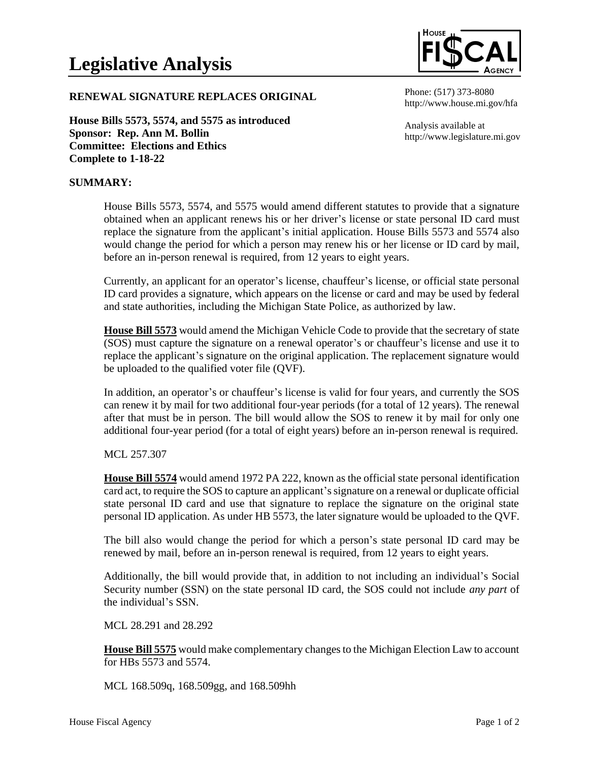# Legislative Analysis

**RENEWAL SIGNATURE REPLACES ORIGINAL**

Phone: (517) 373-8080
http://www.house.mi.gov/hfa

Analysis available at
http://www.legislature.mi.gov

**House Bills 5573, 5574, and 5575 as introduced**
**Sponsor: Rep. Ann M. Bollin**
**Committee: Elections and Ethics**
**Complete to 1-18-22**

## SUMMARY:

House Bills 5573, 5574, and 5575 would amend different statutes to provide that a signature obtained when an applicant renews his or her driver's license or state personal ID card must replace the signature from the applicant's initial application. House Bills 5573 and 5574 also would change the period for which a person may renew his or her license or ID card by mail, before an in-person renewal is required, from 12 years to eight years.

Currently, an applicant for an operator's license, chauffeur's license, or official state personal ID card provides a signature, which appears on the license or card and may be used by federal and state authorities, including the Michigan State Police, as authorized by law.

**House Bill 5573** would amend the Michigan Vehicle Code to provide that the secretary of state (SOS) must capture the signature on a renewal operator's or chauffeur's license and use it to replace the applicant's signature on the original application. The replacement signature would be uploaded to the qualified voter file (QVF).

In addition, an operator's or chauffeur's license is valid for four years, and currently the SOS can renew it by mail for two additional four-year periods (for a total of 12 years). The renewal after that must be in person. The bill would allow the SOS to renew it by mail for only one additional four-year period (for a total of eight years) before an in-person renewal is required.

MCL 257.307

**House Bill 5574** would amend 1972 PA 222, known as the official state personal identification card act, to require the SOS to capture an applicant's signature on a renewal or duplicate official state personal ID card and use that signature to replace the signature on the original state personal ID application. As under HB 5573, the later signature would be uploaded to the QVF.

The bill also would change the period for which a person's state personal ID card may be renewed by mail, before an in-person renewal is required, from 12 years to eight years.

Additionally, the bill would provide that, in addition to not including an individual's Social Security number (SSN) on the state personal ID card, the SOS could not include *any part* of the individual's SSN.

MCL 28.291 and 28.292

**House Bill 5575** would make complementary changes to the Michigan Election Law to account for HBs 5573 and 5574.

MCL 168.509q, 168.509gg, and 168.509hh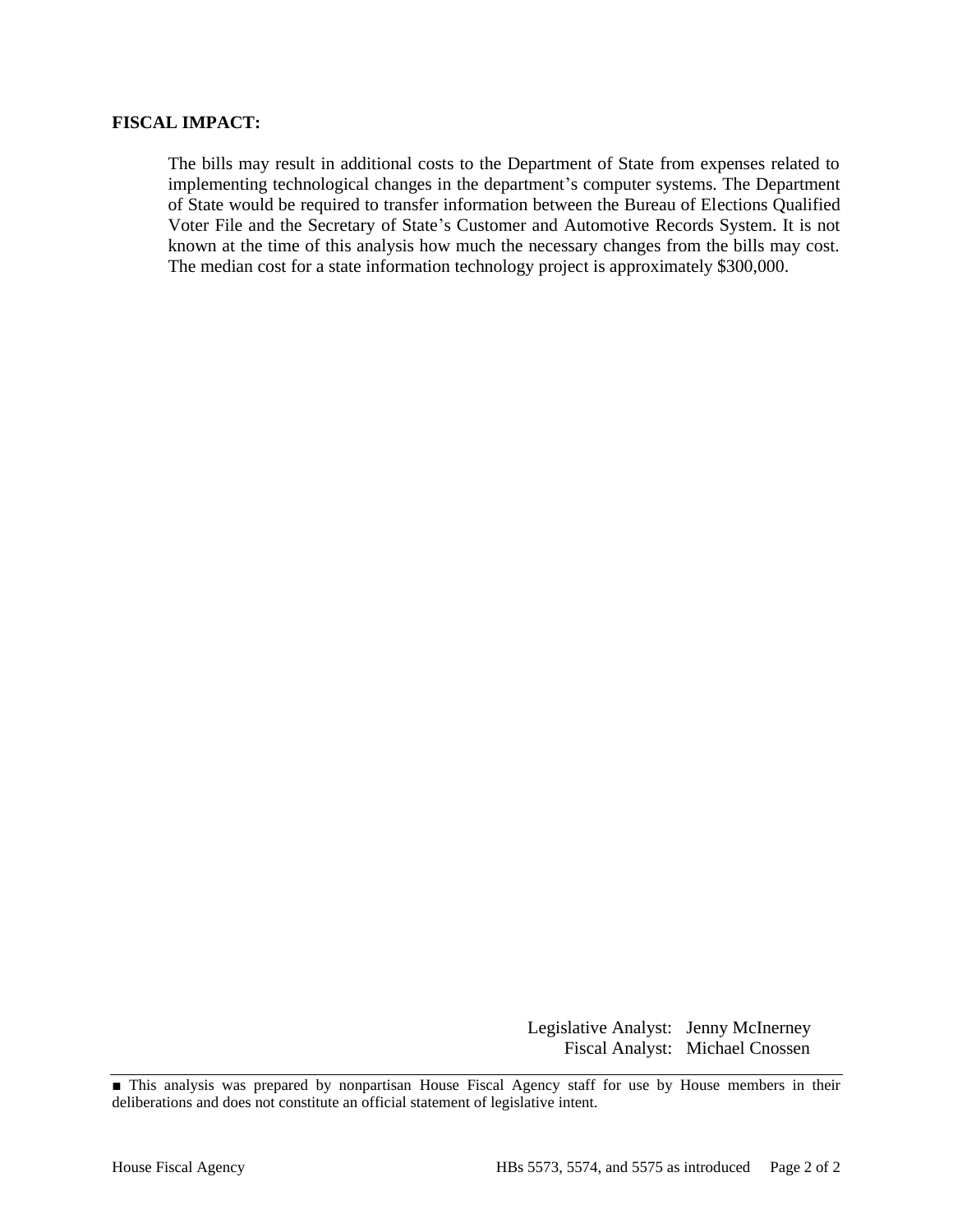**FISCAL IMPACT:**

The bills may result in additional costs to the Department of State from expenses related to implementing technological changes in the department's computer systems. The Department of State would be required to transfer information between the Bureau of Elections Qualified Voter File and the Secretary of State's Customer and Automotive Records System. It is not known at the time of this analysis how much the necessary changes from the bills may cost. The median cost for a state information technology project is approximately $300,000.

Legislative Analyst: Jenny McInerney
Fiscal Analyst: Michael Cnossen

■ This analysis was prepared by nonpartisan House Fiscal Agency staff for use by House members in their deliberations and does not constitute an official statement of legislative intent.